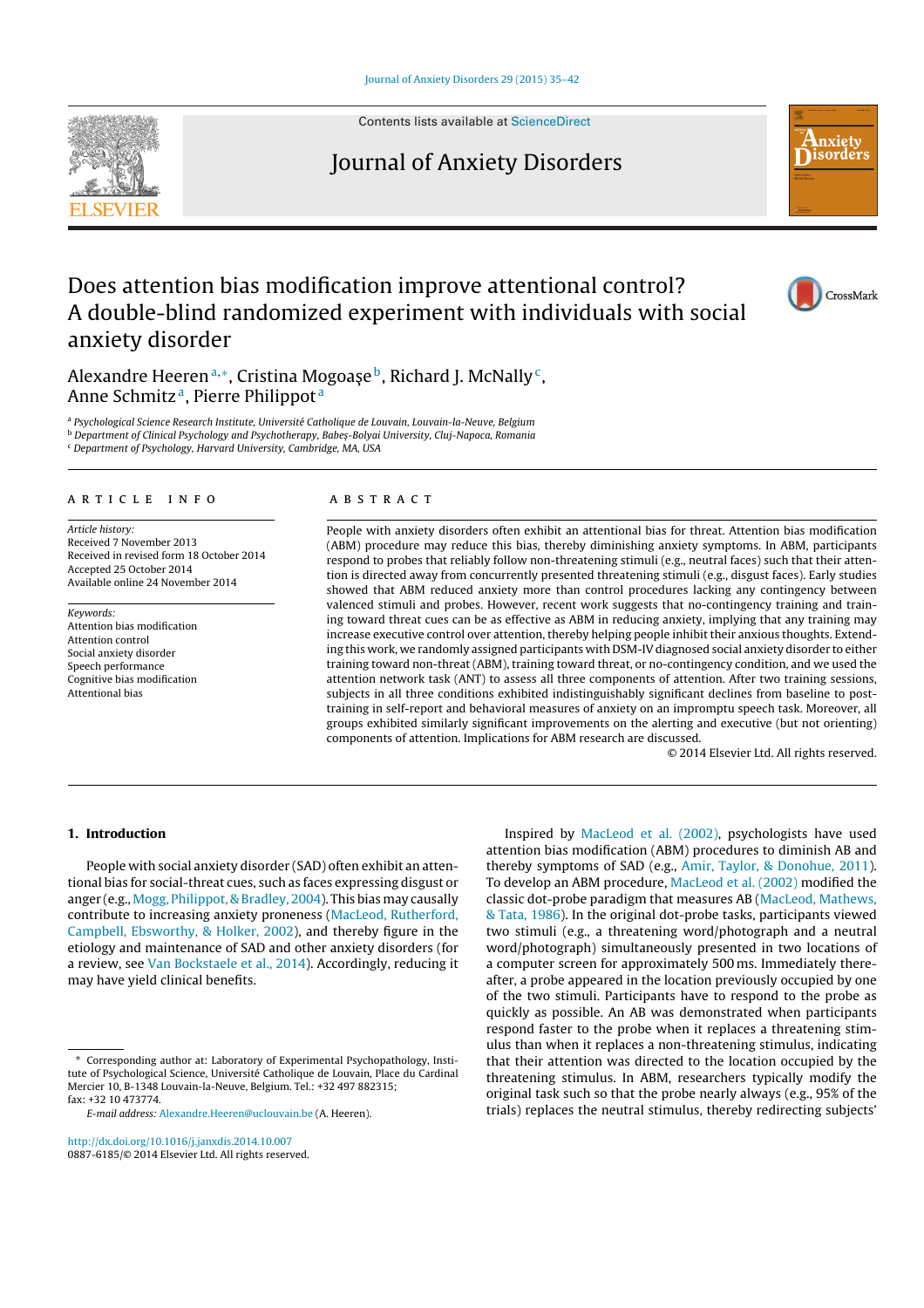# Does attention bias modification improve attentional control? A double-blind randomized experiment with individuals with social anxiety disorder

Alexandre Heeren[a,*], Cristina Mogoaşe[b], Richard J. McNally[c], Anne Schmitz[a], Pierre Philippot[a]

[a] Psychological Science Research Institute, Université Catholique de Louvain, Louvain-la-Neuve, Belgium
[b] Department of Clinical Psychology and Psychotherapy, Babeş-Bolyai University, Cluj-Napoca, Romania
[c] Department of Psychology, Harvard University, Cambridge, MA, USA

## ARTICLE INFO

*Article history:*
Received 7 November 2013
Received in revised form 18 October 2014
Accepted 25 October 2014
Available online 24 November 2014

*Keywords:*
Attention bias modification
Attention control
Social anxiety disorder
Speech performance
Cognitive bias modification
Attentional bias

## ABSTRACT

People with anxiety disorders often exhibit an attentional bias for threat. Attention bias modification (ABM) procedure may reduce this bias, thereby diminishing anxiety symptoms. In ABM, participants respond to probes that reliably follow non-threatening stimuli (e.g., neutral faces) such that their attention is directed away from concurrently presented threatening stimuli (e.g., disgust faces). Early studies showed that ABM reduced anxiety more than control procedures lacking any contingency between valenced stimuli and probes. However, recent work suggests that no-contingency training and training toward threat cues can be as effective as ABM in reducing anxiety, implying that any training may increase executive control over attention, thereby helping people inhibit their anxious thoughts. Extending this work, we randomly assigned participants with DSM-IV diagnosed social anxiety disorder to either training toward non-threat (ABM), training toward threat, or no-contingency condition, and we used the attention network task (ANT) to assess all three components of attention. After two training sessions, subjects in all three conditions exhibited indistinguishably significant declines from baseline to post-training in self-report and behavioral measures of anxiety on an impromptu speech task. Moreover, all groups exhibited similarly significant improvements on the alerting and executive (but not orienting) components of attention. Implications for ABM research are discussed.

© 2014 Elsevier Ltd. All rights reserved.

## 1. Introduction

People with social anxiety disorder (SAD) often exhibit an attentional bias for social-threat cues, such as faces expressing disgust or anger (e.g., Mogg, Philippot, & Bradley, 2004). This bias may causally contribute to increasing anxiety proneness (MacLeod, Rutherford, Campbell, Ebsworthy, & Holker, 2002), and thereby figure in the etiology and maintenance of SAD and other anxiety disorders (for a review, see Van Bockstaele et al., 2014). Accordingly, reducing it may have yield clinical benefits.

Inspired by MacLeod et al. (2002), psychologists have used attention bias modification (ABM) procedures to diminish AB and thereby symptoms of SAD (e.g., Amir, Taylor, & Donohue, 2011). To develop an ABM procedure, MacLeod et al. (2002) modified the classic dot-probe paradigm that measures AB (MacLeod, Mathews, & Tata, 1986). In the original dot-probe tasks, participants viewed two stimuli (e.g., a threatening word/photograph and a neutral word/photograph) simultaneously presented in two locations of a computer screen for approximately 500 ms. Immediately thereafter, a probe appeared in the location previously occupied by one of the two stimuli. Participants have to respond to the probe as quickly as possible. An AB was demonstrated when participants respond faster to the probe when it replaces a threatening stimulus than when it replaces a non-threatening stimulus, indicating that their attention was directed to the location occupied by the threatening stimulus. In ABM, researchers typically modify the original task such so that the probe nearly always (e.g., 95% of the trials) replaces the neutral stimulus, thereby redirecting subjects'

\* Corresponding author at: Laboratory of Experimental Psychopathology, Institute of Psychological Science, Université Catholique de Louvain, Place du Cardinal Mercier 10, B-1348 Louvain-la-Neuve, Belgium. Tel.: +32 497 882315; fax: +32 10 473774.
*E-mail address:* Alexandre.Heeren@uclouvain.be (A. Heeren).

http://dx.doi.org/10.1016/j.janxdis.2014.10.007
0887-6185/© 2014 Elsevier Ltd. All rights reserved.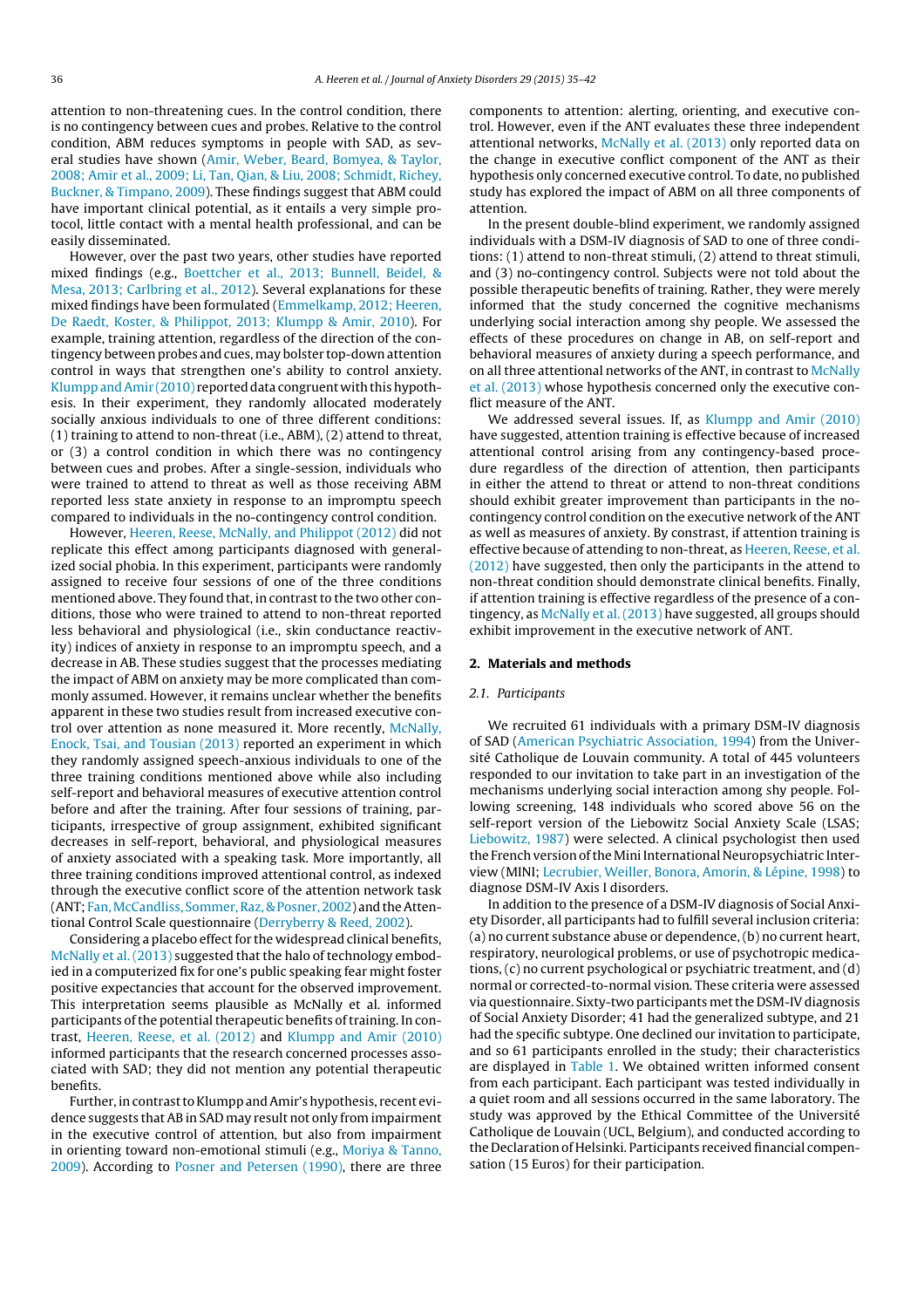attention to non-threatening cues. In the control condition, there is no contingency between cues and probes. Relative to the control condition, ABM reduces symptoms in people with SAD, as several studies have shown (Amir, Weber, Beard, Bomyea, & Taylor, 2008; Amir et al., 2009; Li, Tan, Qian, & Liu, 2008; Schmidt, Richey, Buckner, & Timpano, 2009). These findings suggest that ABM could have important clinical potential, as it entails a very simple protocol, little contact with a mental health professional, and can be easily disseminated.

However, over the past two years, other studies have reported mixed findings (e.g., Boettcher et al., 2013; Bunnell, Beidel, & Mesa, 2013; Carlbring et al., 2012). Several explanations for these mixed findings have been formulated (Emmelkamp, 2012; Heeren, De Raedt, Koster, & Philippot, 2013; Klumpp & Amir, 2010). For example, training attention, regardless of the direction of the contingency between probes and cues, may bolster top-down attention control in ways that strengthen one's ability to control anxiety. Klumpp and Amir (2010) reported data congruent with this hypothesis. In their experiment, they randomly allocated moderately socially anxious individuals to one of three different conditions: (1) training to attend to non-threat (i.e., ABM), (2) attend to threat, or (3) a control condition in which there was no contingency between cues and probes. After a single-session, individuals who were trained to attend to threat as well as those receiving ABM reported less state anxiety in response to an impromptu speech compared to individuals in the no-contingency control condition.

However, Heeren, Reese, McNally, and Philippot (2012) did not replicate this effect among participants diagnosed with generalized social phobia. In this experiment, participants were randomly assigned to receive four sessions of one of the three conditions mentioned above. They found that, in contrast to the two other conditions, those who were trained to attend to non-threat reported less behavioral and physiological (i.e., skin conductance reactivity) indices of anxiety in response to an impromptu speech, and a decrease in AB. These studies suggest that the processes mediating the impact of ABM on anxiety may be more complicated than commonly assumed. However, it remains unclear whether the benefits apparent in these two studies result from increased executive control over attention as none measured it. More recently, McNally, Enock, Tsai, and Tousian (2013) reported an experiment in which they randomly assigned speech-anxious individuals to one of the three training conditions mentioned above while also including self-report and behavioral measures of executive attention control before and after the training. After four sessions of training, participants, irrespective of group assignment, exhibited significant decreases in self-report, behavioral, and physiological measures of anxiety associated with a speaking task. More importantly, all three training conditions improved attentional control, as indexed through the executive conflict score of the attention network task (ANT; Fan, McCandliss, Sommer, Raz, & Posner, 2002) and the Attentional Control Scale questionnaire (Derryberry & Reed, 2002).

Considering a placebo effect for the widespread clinical benefits, McNally et al. (2013) suggested that the halo of technology embodied in a computerized fix for one's public speaking fear might foster positive expectancies that account for the observed improvement. This interpretation seems plausible as McNally et al. informed participants of the potential therapeutic benefits of training. In contrast, Heeren, Reese, et al. (2012) and Klumpp and Amir (2010) informed participants that the research concerned processes associated with SAD; they did not mention any potential therapeutic benefits.

Further, in contrast to Klumpp and Amir's hypothesis, recent evidence suggests that AB in SAD may result not only from impairment in the executive control of attention, but also from impairment in orienting toward non-emotional stimuli (e.g., Moriya & Tanno, 2009). According to Posner and Petersen (1990), there are three components to attention: alerting, orienting, and executive control. However, even if the ANT evaluates these three independent attentional networks, McNally et al. (2013) only reported data on the change in executive conflict component of the ANT as their hypothesis only concerned executive control. To date, no published study has explored the impact of ABM on all three components of attention.

In the present double-blind experiment, we randomly assigned individuals with a DSM-IV diagnosis of SAD to one of three conditions: (1) attend to non-threat stimuli, (2) attend to threat stimuli, and (3) no-contingency control. Subjects were not told about the possible therapeutic benefits of training. Rather, they were merely informed that the study concerned the cognitive mechanisms underlying social interaction among shy people. We assessed the effects of these procedures on change in AB, on self-report and behavioral measures of anxiety during a speech performance, and on all three attentional networks of the ANT, in contrast to McNally et al. (2013) whose hypothesis concerned only the executive conflict measure of the ANT.

We addressed several issues. If, as Klumpp and Amir (2010) have suggested, attention training is effective because of increased attentional control arising from any contingency-based procedure regardless of the direction of attention, then participants in either the attend to threat or attend to non-threat conditions should exhibit greater improvement than participants in the no-contingency control condition on the executive network of the ANT as well as measures of anxiety. By contrast, if attention training is effective because of attending to non-threat, as Heeren, Reese, et al. (2012) have suggested, then only the participants in the attend to non-threat condition should demonstrate clinical benefits. Finally, if attention training is effective regardless of the presence of a contingency, as McNally et al. (2013) have suggested, all groups should exhibit improvement in the executive network of ANT.

## 2. Materials and methods

### 2.1. Participants

We recruited 61 individuals with a primary DSM-IV diagnosis of SAD (American Psychiatric Association, 1994) from the Université Catholique de Louvain community. A total of 445 volunteers responded to our invitation to take part in an investigation of the mechanisms underlying social interaction among shy people. Following screening, 148 individuals who scored above 56 on the self-report version of the Liebowitz Social Anxiety Scale (LSAS; Liebowitz, 1987) were selected. A clinical psychologist then used the French version of the Mini International Neuropsychiatric Interview (MINI; Lecrubier, Weiller, Bonora, Amorin, & Lépine, 1998) to diagnose DSM-IV Axis I disorders.

In addition to the presence of a DSM-IV diagnosis of Social Anxiety Disorder, all participants had to fulfill several inclusion criteria: (a) no current substance abuse or dependence, (b) no current heart, respiratory, neurological problems, or use of psychotropic medications, (c) no current psychological or psychiatric treatment, and (d) normal or corrected-to-normal vision. These criteria were assessed via questionnaire. Sixty-two participants met the DSM-IV diagnosis of Social Anxiety Disorder; 41 had the generalized subtype, and 21 had the specific subtype. One declined our invitation to participate, and so 61 participants enrolled in the study; their characteristics are displayed in Table 1. We obtained written informed consent from each participant. Each participant was tested individually in a quiet room and all sessions occurred in the same laboratory. The study was approved by the Ethical Committee of the Université Catholique de Louvain (UCL, Belgium), and conducted according to the Declaration of Helsinki. Participants received financial compensation (15 Euros) for their participation.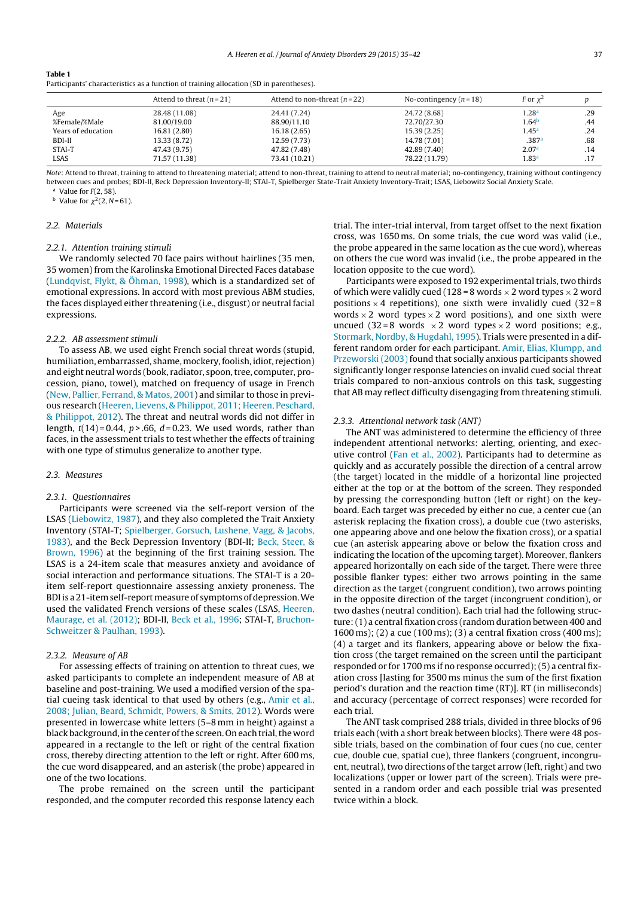**Table 1**
Participants' characteristics as a function of training allocation (SD in parentheses).

| | Attend to threat ($n = 21$) | Attend to non-threat ($n = 22$) | No-contingency ($n = 18$) | $F$ or $\chi^2$ | $p$ |
|---|---|---|---|---|---|
| Age | 28.48 (11.08) | 24.41 (7.24) | 24.72 (8.68) | 1.28[a] | .29 |
| %Female/%Male | 81.00/19.00 | 88.90/11.10 | 72.70/27.30 | 1.64[b] | .44 |
| Years of education | 16.81 (2.80) | 16.18 (2.65) | 15.39 (2.25) | 1.45[a] | .24 |
| BDI-II | 13.33 (8.72) | 12.59 (7.73) | 14.78 (7.01) | .387[a] | .68 |
| STAI-T | 47.43 (9.75) | 47.82 (7.48) | 42.89 (7.40) | 2.07[a] | .14 |
| LSAS | 71.57 (11.38) | 73.41 (10.21) | 78.22 (11.79) | 1.83[a] | .17 |

*Note*: Attend to threat, training to attend to threatening material; attend to non-threat, training to attend to neutral material; no-contingency, training without contingency between cues and probes; BDI-II, Beck Depression Inventory-II; STAI-T, Spielberger State-Trait Anxiety Inventory-Trait; LSAS, Liebowitz Social Anxiety Scale.

[a] Value for $F(2, 58)$.

[b] Value for $\chi^2(2, N = 61)$.

### 2.2. Materials

#### 2.2.1. Attention training stimuli

We randomly selected 70 face pairs without hairlines (35 men, 35 women) from the Karolinska Emotional Directed Faces database (Lundqvist, Flykt, & Öhman, 1998), which is a standardized set of emotional expressions. In accord with most previous ABM studies, the faces displayed either threatening (i.e., disgust) or neutral facial expressions.

#### 2.2.2. AB assessment stimuli

To assess AB, we used eight French social threat words (stupid, humiliation, embarrassed, shame, mockery, foolish, idiot, rejection) and eight neutral words (book, radiator, spoon, tree, computer, procession, piano, towel), matched on frequency of usage in French (New, Pallier, Ferrand, & Matos, 2001) and similar to those in previous research (Heeren, Lievens, & Philippot, 2011; Heeren, Peschard, & Philippot, 2012). The threat and neutral words did not differ in length, $t(14) = 0.44$, $p > .66$, $d = 0.23$. We used words, rather than faces, in the assessment trials to test whether the effects of training with one type of stimulus generalize to another type.

### 2.3. Measures

#### 2.3.1. Questionnaires

Participants were screened via the self-report version of the LSAS (Liebowitz, 1987), and they also completed the Trait Anxiety Inventory (STAI-T; Spielberger, Gorsuch, Lushene, Vagg, & Jacobs, 1983), and the Beck Depression Inventory (BDI-II; Beck, Steer, & Brown, 1996) at the beginning of the first training session. The LSAS is a 24-item scale that measures anxiety and avoidance of social interaction and performance situations. The STAI-T is a 20-item self-report questionnaire assessing anxiety proneness. The BDI is a 21-item self-report measure of symptoms of depression. We used the validated French versions of these scales (LSAS, Heeren, Maurage, et al. (2012); BDI-II, Beck et al., 1996; STAI-T, Bruchon-Schweitzer & Paulhan, 1993).

#### 2.3.2. Measure of AB

For assessing effects of training on attention to threat cues, we asked participants to complete an independent measure of AB at baseline and post-training. We used a modified version of the spatial cueing task identical to that used by others (e.g., Amir et al., 2008; Julian, Beard, Schmidt, Powers, & Smits, 2012). Words were presented in lowercase white letters (5–8 mm in height) against a black background, in the center of the screen. On each trial, the word appeared in a rectangle to the left or right of the central fixation cross, thereby directing attention to the left or right. After 600 ms, the cue word disappeared, and an asterisk (the probe) appeared in one of the two locations.

The probe remained on the screen until the participant responded, and the computer recorded this response latency each trial. The inter-trial interval, from target offset to the next fixation cross, was 1650 ms. On some trials, the cue word was valid (i.e., the probe appeared in the same location as the cue word), whereas on others the cue word was invalid (i.e., the probe appeared in the location opposite to the cue word).

Participants were exposed to 192 experimental trials, two thirds of which were validly cued (128 = 8 words × 2 word types × 2 word positions × 4 repetitions), one sixth were invalidly cued (32 = 8 words × 2 word types × 2 word positions), and one sixth were uncued (32 = 8 words × 2 word types × 2 word positions; e.g., Stormark, Nordby, & Hugdahl, 1995). Trials were presented in a different random order for each participant. Amir, Elias, Klumpp, and Przeworski (2003) found that socially anxious participants showed significantly longer response latencies on invalid cued social threat trials compared to non-anxious controls on this task, suggesting that AB may reflect difficulty disengaging from threatening stimuli.

#### 2.3.3. Attentional network task (ANT)

The ANT was administered to determine the efficiency of three independent attentional networks: alerting, orienting, and executive control (Fan et al., 2002). Participants had to determine as quickly and as accurately possible the direction of a central arrow (the target) located in the middle of a horizontal line projected either at the top or at the bottom of the screen. They responded by pressing the corresponding button (left or right) on the keyboard. Each target was preceded by either no cue, a center cue (an asterisk replacing the fixation cross), a double cue (two asterisks, one appearing above and one below the fixation cross), or a spatial cue (an asterisk appearing above or below the fixation cross and indicating the location of the upcoming target). Moreover, flankers appeared horizontally on each side of the target. There were three possible flanker types: either two arrows pointing in the same direction as the target (congruent condition), two arrows pointing in the opposite direction of the target (incongruent condition), or two dashes (neutral condition). Each trial had the following structure: (1) a central fixation cross (random duration between 400 and 1600 ms); (2) a cue (100 ms); (3) a central fixation cross (400 ms); (4) a target and its flankers, appearing above or below the fixation cross (the target remained on the screen until the participant responded or for 1700 ms if no response occurred); (5) a central fixation cross [lasting for 3500 ms minus the sum of the first fixation period's duration and the reaction time (RT)]. RT (in milliseconds) and accuracy (percentage of correct responses) were recorded for each trial.

The ANT task comprised 288 trials, divided in three blocks of 96 trials each (with a short break between blocks). There were 48 possible trials, based on the combination of four cues (no cue, center cue, double cue, spatial cue), three flankers (congruent, incongruent, neutral), two directions of the target arrow (left, right) and two localizations (upper or lower part of the screen). Trials were presented in a random order and each possible trial was presented twice within a block.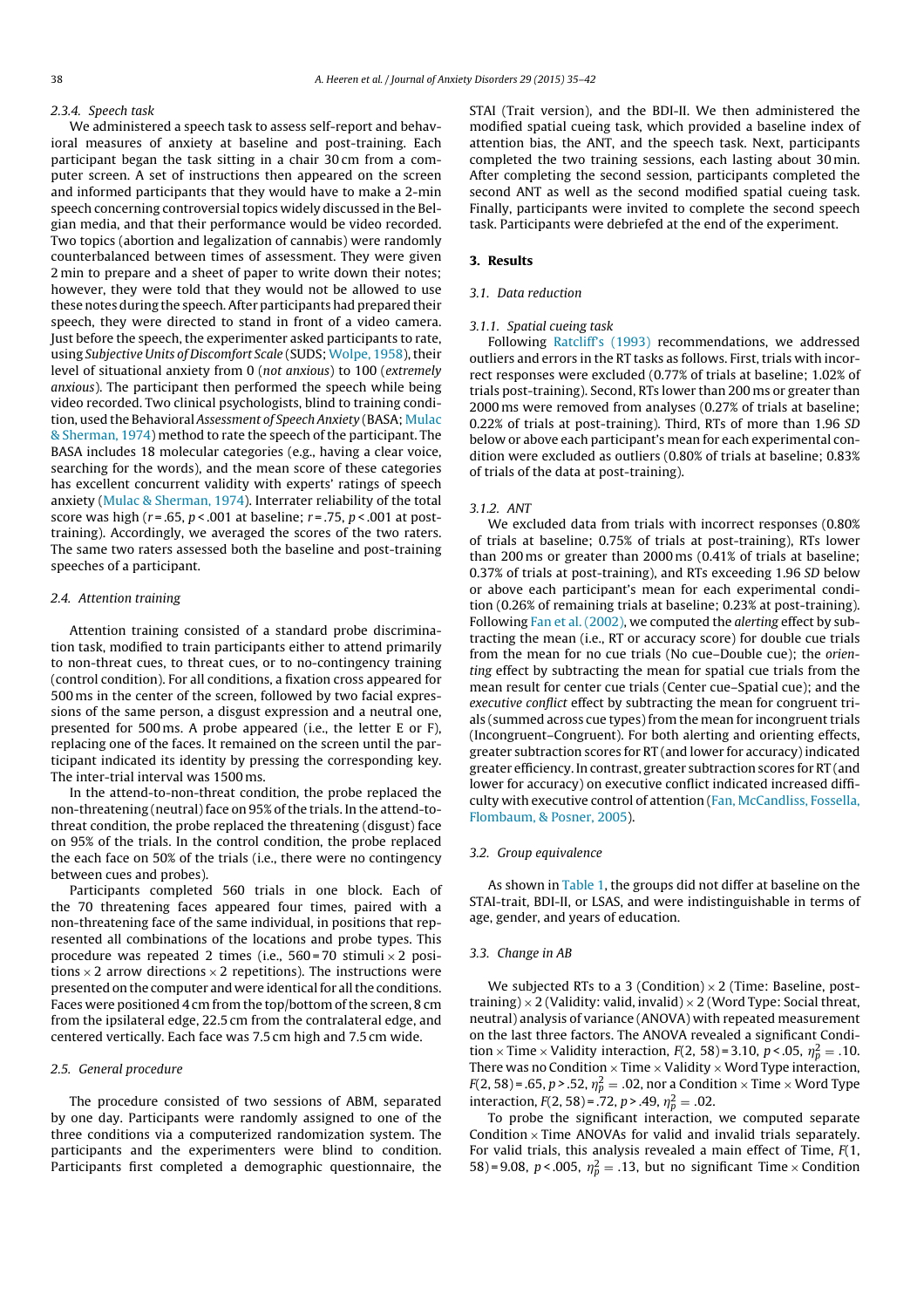#### 2.3.4. Speech task

We administered a speech task to assess self-report and behavioral measures of anxiety at baseline and post-training. Each participant began the task sitting in a chair 30 cm from a computer screen. A set of instructions then appeared on the screen and informed participants that they would have to make a 2-min speech concerning controversial topics widely discussed in the Belgian media, and that their performance would be video recorded. Two topics (abortion and legalization of cannabis) were randomly counterbalanced between times of assessment. They were given 2 min to prepare and a sheet of paper to write down their notes; however, they were told that they would not be allowed to use these notes during the speech. After participants had prepared their speech, they were directed to stand in front of a video camera. Just before the speech, the experimenter asked participants to rate, using *Subjective Units of Discomfort Scale* (SUDS; Wolpe, 1958), their level of situational anxiety from 0 (*not anxious*) to 100 (*extremely anxious*). The participant then performed the speech while being video recorded. Two clinical psychologists, blind to training condition, used the Behavioral *Assessment of Speech Anxiety* (BASA; Mulac & Sherman, 1974) method to rate the speech of the participant. The BASA includes 18 molecular categories (e.g., having a clear voice, searching for the words), and the mean score of these categories has excellent concurrent validity with experts' ratings of speech anxiety (Mulac & Sherman, 1974). Interrater reliability of the total score was high ($r = .65$, $p < .001$ at baseline; $r = .75$, $p < .001$ at post-training). Accordingly, we averaged the scores of the two raters. The same two raters assessed both the baseline and post-training speeches of a participant.

### 2.4. Attention training

Attention training consisted of a standard probe discrimination task, modified to train participants either to attend primarily to non-threat cues, to threat cues, or to no-contingency training (control condition). For all conditions, a fixation cross appeared for 500 ms in the center of the screen, followed by two facial expressions of the same person, a disgust expression and a neutral one, presented for 500 ms. A probe appeared (i.e., the letter E or F), replacing one of the faces. It remained on the screen until the participant indicated its identity by pressing the corresponding key. The inter-trial interval was 1500 ms.

In the attend-to-non-threat condition, the probe replaced the non-threatening (neutral) face on 95% of the trials. In the attend-to-threat condition, the probe replaced the threatening (disgust) face on 95% of the trials. In the control condition, the probe replaced the each face on 50% of the trials (i.e., there were no contingency between cues and probes).

Participants completed 560 trials in one block. Each of the 70 threatening faces appeared four times, paired with a non-threatening face of the same individual, in positions that represented all combinations of the locations and probe types. This procedure was repeated 2 times (i.e., 560 = 70 stimuli × 2 positions × 2 arrow directions × 2 repetitions). The instructions were presented on the computer and were identical for all the conditions. Faces were positioned 4 cm from the top/bottom of the screen, 8 cm from the ipsilateral edge, 22.5 cm from the contralateral edge, and centered vertically. Each face was 7.5 cm high and 7.5 cm wide.

### 2.5. General procedure

The procedure consisted of two sessions of ABM, separated by one day. Participants were randomly assigned to one of the three conditions via a computerized randomization system. The participants and the experimenters were blind to condition. Participants first completed a demographic questionnaire, the STAI (Trait version), and the BDI-II. We then administered the modified spatial cueing task, which provided a baseline index of attention bias, the ANT, and the speech task. Next, participants completed the two training sessions, each lasting about 30 min. After completing the second session, participants completed the second ANT as well as the second modified spatial cueing task. Finally, participants were invited to complete the second speech task. Participants were debriefed at the end of the experiment.

## 3. Results

### 3.1. Data reduction

#### 3.1.1. Spatial cueing task

Following Ratcliff's (1993) recommendations, we addressed outliers and errors in the RT tasks as follows. First, trials with incorrect responses were excluded (0.77% of trials at baseline; 1.02% of trials post-training). Second, RTs lower than 200 ms or greater than 2000 ms were removed from analyses (0.27% of trials at baseline; 0.22% of trials at post-training). Third, RTs more than 1.96 *SD* below or above each participant's mean for each experimental condition were excluded as outliers (0.80% of trials at baseline; 0.83% of trials of the data at post-training).

#### 3.1.2. ANT

We excluded data from trials with incorrect responses (0.80% of trials at baseline; 0.75% of trials at post-training), RTs lower than 200 ms or greater than 2000 ms (0.41% of trials at baseline; 0.37% of trials at post-training), and RTs exceeding 1.96 *SD* below or above each participant's mean for each experimental condition (0.26% of remaining trials at baseline; 0.23% at post-training). Following Fan et al. (2002), we computed the *alerting* effect by subtracting the mean (i.e., RT or accuracy score) for double cue trials from the mean for no cue trials (No cue–Double cue); the *orienting* effect by subtracting the mean for spatial cue trials from the mean result for center cue trials (Center cue–Spatial cue); and the *executive conflict* effect by subtracting the mean for congruent trials (summed across cue types) from the mean for incongruent trials (Incongruent–Congruent). For both alerting and orienting effects, greater subtraction scores for RT (and lower for accuracy) indicated greater efficiency. In contrast, greater subtraction scores for RT (and lower for accuracy) on executive conflict indicated increased difficulty with executive control of attention (Fan, McCandliss, Fossella, Flombaum, & Posner, 2005).

### 3.2. Group equivalence

As shown in Table 1, the groups did not differ at baseline on the STAI-trait, BDI-II, or LSAS, and were indistinguishable in terms of age, gender, and years of education.

### 3.3. Change in AB

We subjected RTs to a 3 (Condition) × 2 (Time: Baseline, post-training) × 2 (Validity: valid, invalid) × 2 (Word Type: Social threat, neutral) analysis of variance (ANOVA) with repeated measurement on the last three factors. The ANOVA revealed a significant Condition × Time × Validity interaction, $F(2, 58) = 3.10$, $p < .05$, $\eta_p^2 = .10$. There was no Condition × Time × Validity × Word Type interaction, $F(2, 58) = .65$, $p > .52$, $\eta_p^2 = .02$, nor a Condition × Time × Word Type interaction, $F(2, 58) = .72$, $p > .49$, $\eta_p^2 = .02$.

To probe the significant interaction, we computed separate Condition × Time ANOVAs for valid and invalid trials separately. For valid trials, this analysis revealed a main effect of Time, $F(1, 58) = 9.08$, $p < .005$, $\eta_p^2 = .13$, but no significant Time × Condition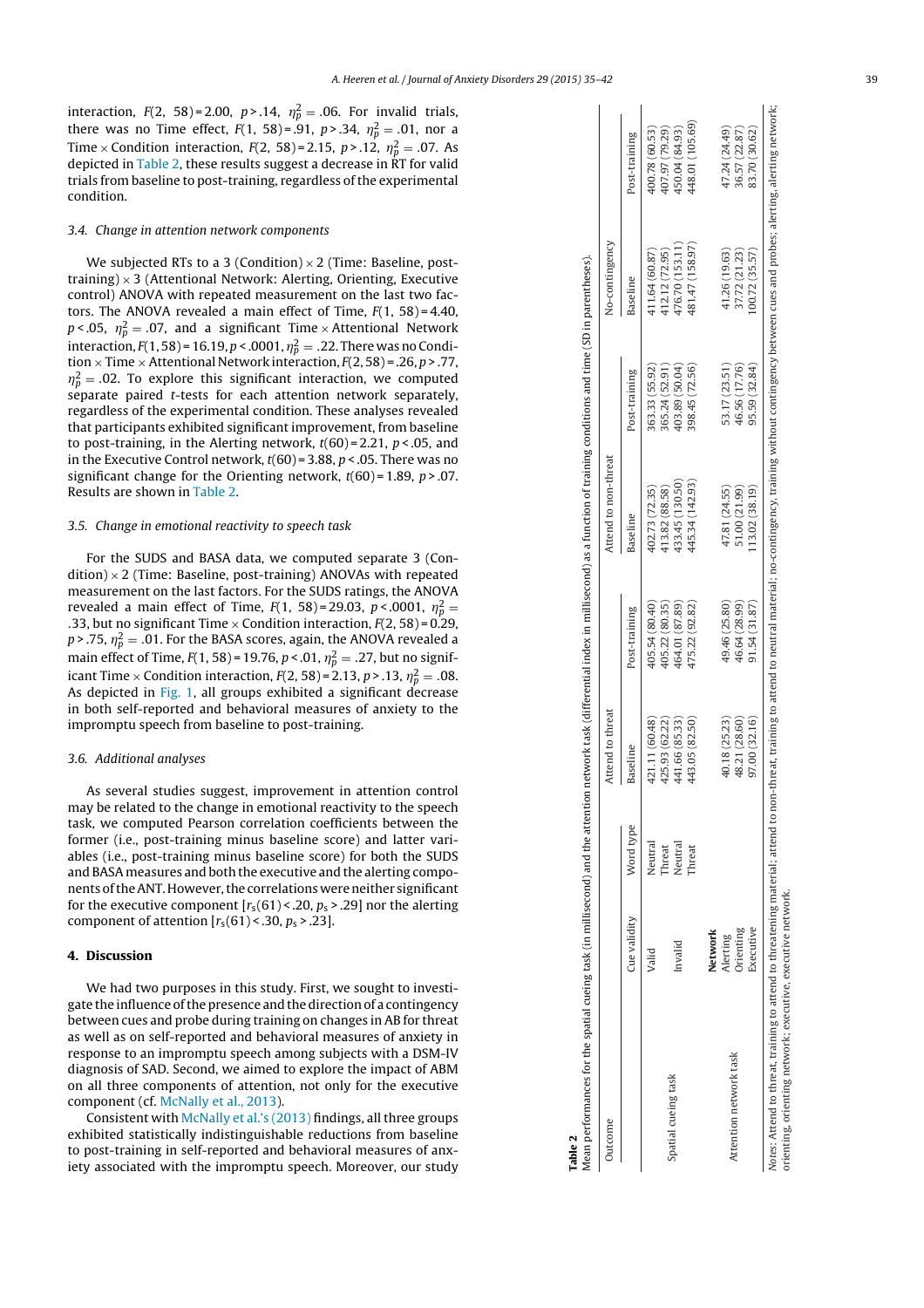interaction, $F(2,\ 58) = 2.00$, $p > .14$, $\eta_p^2 = .06$. For invalid trials, there was no Time effect, $F(1,\ 58) = .91$, $p > .34$, $\eta_p^2 = .01$, nor a Time × Condition interaction, $F(2,\ 58) = 2.15$, $p > .12$, $\eta_p^2 = .07$. As depicted in Table 2, these results suggest a decrease in RT for valid trials from baseline to post-training, regardless of the experimental condition.

### 3.4. Change in attention network components

We subjected RTs to a 3 (Condition) × 2 (Time: Baseline, post-training) × 3 (Attentional Network: Alerting, Orienting, Executive control) ANOVA with repeated measurement on the last two factors. The ANOVA revealed a main effect of Time, $F(1,\ 58) = 4.40$, $p < .05$, $\eta_p^2 = .07$, and a significant Time × Attentional Network interaction, $F(1,58) = 16.19$, $p < .0001$, $\eta_p^2 = .22$. There was no Condition × Time × Attentional Network interaction, $F(2,58) = .26$, $p > .77$, $\eta_p^2 = .02$. To explore this significant interaction, we computed separate paired t-tests for each attention network separately, regardless of the experimental condition. These analyses revealed that participants exhibited significant improvement, from baseline to post-training, in the Alerting network, $t(60) = 2.21$, $p < .05$, and in the Executive Control network, $t(60) = 3.88$, $p < .05$. There was no significant change for the Orienting network, $t(60) = 1.89$, $p > .07$. Results are shown in Table 2.

### 3.5. Change in emotional reactivity to speech task

For the SUDS and BASA data, we computed separate 3 (Condition) × 2 (Time: Baseline, post-training) ANOVAs with repeated measurement on the last factors. For the SUDS ratings, the ANOVA revealed a main effect of Time, $F(1,\ 58) = 29.03$, $p < .0001$, $\eta_p^2 = .33$, but no significant Time × Condition interaction, $F(2,\ 58) = 0.29$, $p > .75$, $\eta_p^2 = .01$. For the BASA scores, again, the ANOVA revealed a main effect of Time, $F(1,\ 58) = 19.76$, $p < .01$, $\eta_p^2 = .27$, but no significant Time × Condition interaction, $F(2,\ 58) = 2.13$, $p > .13$, $\eta_p^2 = .08$. As depicted in Fig. 1, all groups exhibited a significant decrease in both self-reported and behavioral measures of anxiety to the impromptu speech from baseline to post-training.

### 3.6. Additional analyses

As several studies suggest, improvement in attention control may be related to the change in emotional reactivity to the speech task, we computed Pearson correlation coefficients between the former (i.e., post-training minus baseline score) and latter variables (i.e., post-training minus baseline score) for both the SUDS and BASA measures and both the executive and the alerting components of the ANT. However, the correlations were neither significant for the executive component [$r_s(61) < .20$, $p_s > .29$] nor the alerting component of attention [$r_s(61) < .30$, $p_s > .23$].

## 4. Discussion

We had two purposes in this study. First, we sought to investigate the influence of the presence and the direction of a contingency between cues and probe during training on changes in AB for threat as well as on self-reported and behavioral measures of anxiety in response to an impromptu speech among subjects with a DSM-IV diagnosis of SAD. Second, we aimed to explore the impact of ABM on all three components of attention, not only for the executive component (cf. McNally et al., 2013).

Consistent with McNally et al.'s (2013) findings, all three groups exhibited statistically indistinguishable reductions from baseline to post-training in self-reported and behavioral measures of anxiety associated with the impromptu speech. Moreover, our study

**Table 2**
Mean performances for the spatial cueing task (in millisecond) and the attention network task (differential index in millisecond) as a function of training conditions and time (SD in parentheses).

| Outcome | Cue validity | Word type | Attend to threat | | Attend to non-threat | | No-contingency | |
|---|---|---|---|---|---|---|---|---|
| | | | Baseline | Post-training | Baseline | Post-training | Baseline | Post-training |
| Spatial cueing task | Valid | Neutral | 421.11 (60.48) | 405.54 (80.40) | 402.73 (72.35) | 363.33 (55.92) | 411.64 (60.87) | 400.78 (60.53) |
| | | Threat | 425.93 (62.22) | 405.22 (80.35) | 413.82 (88.58) | 365.24 (52.91) | 412.12 (72.95) | 407.97 (79.29) |
| | Invalid | Neutral | 441.66 (85.33) | 464.01 (87.89) | 433.45 (130.50) | 403.89 (50.04) | 476.70 (153.11) | 450.04 (84.93) |
| | | Threat | 443.05 (82.50) | 475.22 (92.82) | 445.34 (142.93) | 398.45 (72.56) | 481.47 (158.97) | 448.01 (105.69) |
| Attention network task | **Network** | | | | | | | |
| | Alerting | | 40.18 (25.23) | 49.46 (25.80) | 47.81 (24.55) | 53.17 (23.51) | 41.26 (19.63) | 47.24 (24.49) |
| | Orienting | | 48.21 (28.60) | 46.64 (28.99) | 51.00 (21.99) | 46.56 (17.76) | 37.72 (21.23) | 36.57 (22.87) |
| | Executive | | 97.00 (32.16) | 91.54 (31.87) | 113.02 (38.19) | 95.59 (32.84) | 100.72 (35.57) | 83.70 (30.62) |

*Notes*: Attend to threat, training to attend to threatening material; attend to non-threat, training to attend to neutral material; no-contingency, training without contingency between cues and probes; alerting, alerting network; orienting, orienting network; executive, executive network.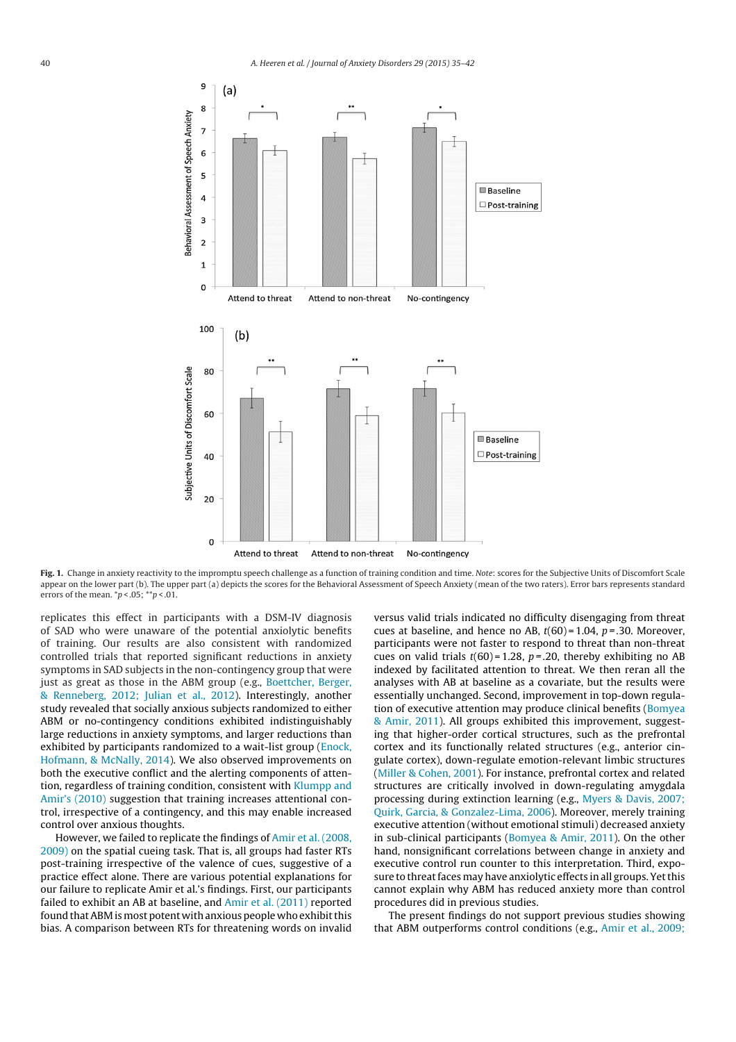Fig. 1. Change in anxiety reactivity to the impromptu speech challenge as a function of training condition and time. *Note*: scores for the Subjective Units of Discomfort Scale appear on the lower part (b). The upper part (a) depicts the scores for the Behavioral Assessment of Speech Anxiety (mean of the two raters). Error bars represents standard errors of the mean. $^{*}p < .05$; $^{**}p < .01$.

replicates this effect in participants with a DSM-IV diagnosis of SAD who were unaware of the potential anxiolytic benefits of training. Our results are also consistent with randomized controlled trials that reported significant reductions in anxiety symptoms in SAD subjects in the non-contingency group that were just as great as those in the ABM group (e.g., Boettcher, Berger, & Renneberg, 2012; Julian et al., 2012). Interestingly, another study revealed that socially anxious subjects randomized to either ABM or no-contingency conditions exhibited indistinguishably large reductions in anxiety symptoms, and larger reductions than exhibited by participants randomized to a wait-list group (Enock, Hofmann, & McNally, 2014). We also observed improvements on both the executive conflict and the alerting components of attention, regardless of training condition, consistent with Klumpp and Amir's (2010) suggestion that training increases attentional control, irrespective of a contingency, and this may enable increased control over anxious thoughts.

However, we failed to replicate the findings of Amir et al. (2008, 2009) on the spatial cueing task. That is, all groups had faster RTs post-training irrespective of the valence of cues, suggestive of a practice effect alone. There are various potential explanations for our failure to replicate Amir et al.'s findings. First, our participants failed to exhibit an AB at baseline, and Amir et al. (2011) reported found that ABM is most potent with anxious people who exhibit this bias. A comparison between RTs for threatening words on invalid versus valid trials indicated no difficulty disengaging from threat cues at baseline, and hence no AB, $t(60) = 1.04$, $p = .30$. Moreover, participants were not faster to respond to threat than non-threat cues on valid trials $t(60) = 1.28$, $p = .20$, thereby exhibiting no AB indexed by facilitated attention to threat. We then reran all the analyses with AB at baseline as a covariate, but the results were essentially unchanged. Second, improvement in top-down regulation of executive attention may produce clinical benefits (Bomyea & Amir, 2011). All groups exhibited this improvement, suggesting that higher-order cortical structures, such as the prefrontal cortex and its functionally related structures (e.g., anterior cingulate cortex), down-regulate emotion-relevant limbic structures (Miller & Cohen, 2001). For instance, prefrontal cortex and related structures are critically involved in down-regulating amygdala processing during extinction learning (e.g., Myers & Davis, 2007; Quirk, Garcia, & Gonzalez-Lima, 2006). Moreover, merely training executive attention (without emotional stimuli) decreased anxiety in sub-clinical participants (Bomyea & Amir, 2011). On the other hand, nonsignificant correlations between change in anxiety and executive control run counter to this interpretation. Third, exposure to threat faces may have anxiolytic effects in all groups. Yet this cannot explain why ABM has reduced anxiety more than control procedures did in previous studies.

The present findings do not support previous studies showing that ABM outperforms control conditions (e.g., Amir et al., 2009;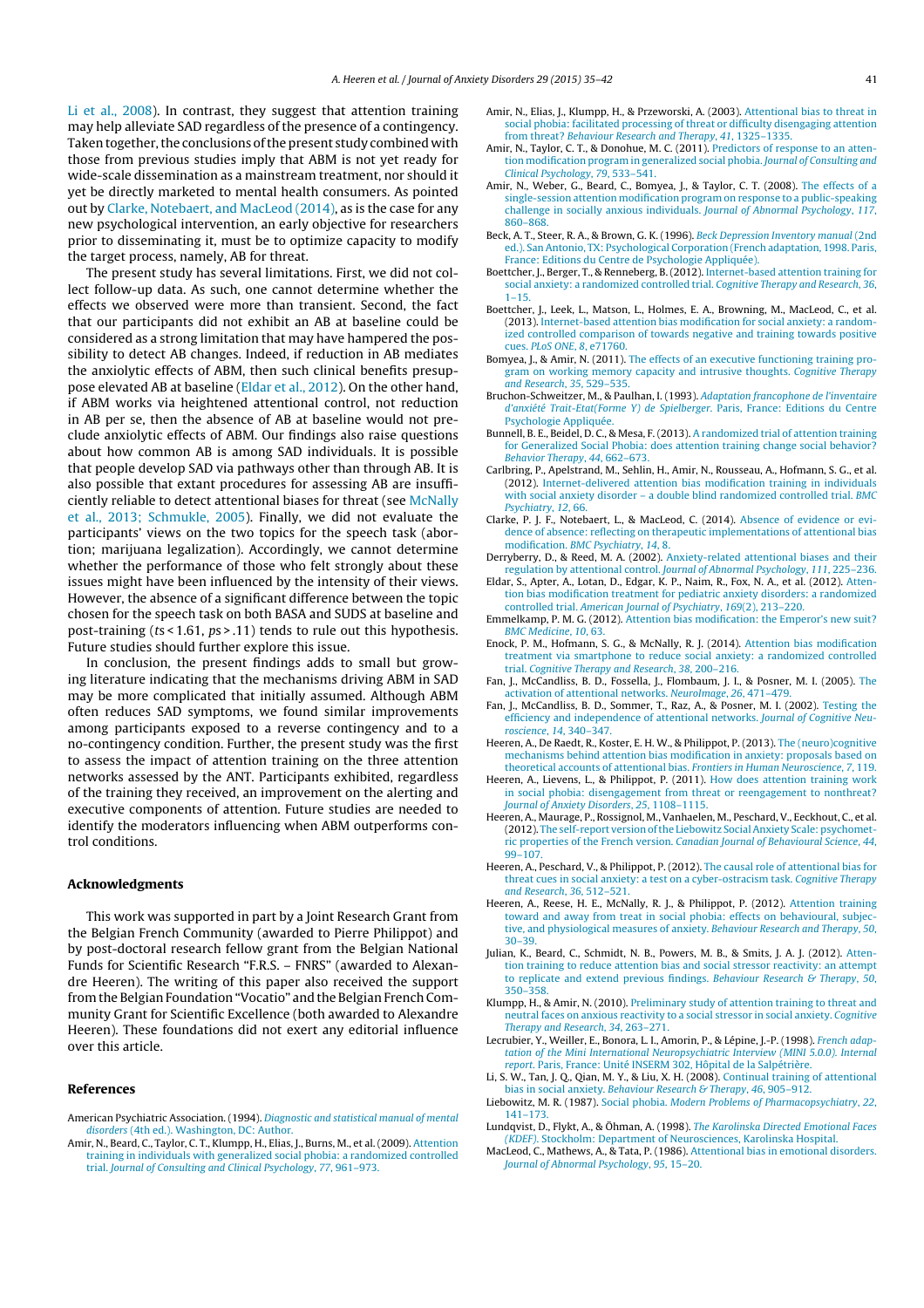Li et al., 2008). In contrast, they suggest that attention training may help alleviate SAD regardless of the presence of a contingency. Taken together, the conclusions of the present study combined with those from previous studies imply that ABM is not yet ready for wide-scale dissemination as a mainstream treatment, nor should it yet be directly marketed to mental health consumers. As pointed out by Clarke, Notebaert, and MacLeod (2014), as is the case for any new psychological intervention, an early objective for researchers prior to disseminating it, must be to optimize capacity to modify the target process, namely, AB for threat.

The present study has several limitations. First, we did not collect follow-up data. As such, one cannot determine whether the effects we observed were more than transient. Second, the fact that our participants did not exhibit an AB at baseline could be considered as a strong limitation that may have hampered the possibility to detect AB changes. Indeed, if reduction in AB mediates the anxiolytic effects of ABM, then such clinical benefits presuppose elevated AB at baseline (Eldar et al., 2012). On the other hand, if ABM works via heightened attentional control, not reduction in AB per se, then the absence of AB at baseline would not preclude anxiolytic effects of ABM. Our findings also raise questions about how common AB is among SAD individuals. It is possible that people develop SAD via pathways other than through AB. It is also possible that extant procedures for assessing AB are insufficiently reliable to detect attentional biases for threat (see McNally et al., 2013; Schmukle, 2005). Finally, we did not evaluate the participants' views on the two topics for the speech task (abortion; marijuana legalization). Accordingly, we cannot determine whether the performance of those who felt strongly about these issues might have been influenced by the intensity of their views. However, the absence of a significant difference between the topic chosen for the speech task on both BASA and SUDS at baseline and post-training ($ts < 1.61$, $ps > .11$) tends to rule out this hypothesis. Future studies should further explore this issue.

In conclusion, the present findings adds to small but growing literature indicating that the mechanisms driving ABM in SAD may be more complicated that initially assumed. Although ABM often reduces SAD symptoms, we found similar improvements among participants exposed to a reverse contingency and to a no-contingency condition. Further, the present study was the first to assess the impact of attention training on the three attention networks assessed by the ANT. Participants exhibited, regardless of the training they received, an improvement on the alerting and executive components of attention. Future studies are needed to identify the moderators influencing when ABM outperforms control conditions.

## Acknowledgments

This work was supported in part by a Joint Research Grant from the Belgian French Community (awarded to Pierre Philippot) and by post-doctoral research fellow grant from the Belgian National Funds for Scientific Research "F.R.S. – FNRS" (awarded to Alexandre Heeren). The writing of this paper also received the support from the Belgian Foundation "Vocatio" and the Belgian French Community Grant for Scientific Excellence (both awarded to Alexandre Heeren). These foundations did not exert any editorial influence over this article.

## References

American Psychiatric Association. (1994). *Diagnostic and statistical manual of mental disorders* (4th ed.). Washington, DC: Author.

Amir, N., Beard, C., Taylor, C. T., Klumpp, H., Elias, J., Burns, M., et al. (2009). Attention training in individuals with generalized social phobia: a randomized controlled trial. *Journal of Consulting and Clinical Psychology*, *77*, 961–973.

Amir, N., Elias, J., Klumpp, H., & Przeworski, A. (2003). Attentional bias to threat in social phobia: facilitated processing of threat or difficulty disengaging attention from threat? *Behaviour Research and Therapy*, *41*, 1325–1335.

Amir, N., Taylor, C. T., & Donohue, M. C. (2011). Predictors of response to an attention modification program in generalized social phobia. *Journal of Consulting and Clinical Psychology*, *79*, 533–541.

Amir, N., Weber, G., Beard, C., Bomyea, J., & Taylor, C. T. (2008). The effects of a single-session attention modification program on response to a public-speaking challenge in socially anxious individuals. *Journal of Abnormal Psychology*, *117*, 860–868.

Beck, A. T., Steer, R. A., & Brown, G. K. (1996). *Beck Depression Inventory manual* (2nd ed.). San Antonio, TX: Psychological Corporation (French adaptation, 1998. Paris, France: Editions du Centre de Psychologie Appliquée).

Boettcher, J., Berger, T., & Renneberg, B. (2012). Internet-based attention training for social anxiety: a randomized controlled trial. *Cognitive Therapy and Research*, *36*, 1–15.

Boettcher, J., Leek, L., Matson, L., Holmes, E. A., Browning, M., MacLeod, C., et al. (2013). Internet-based attention bias modification for social anxiety: a randomized controlled comparison of towards negative and training towards positive cues. *PLoS ONE*, *8*, e71760.

Bomyea, J., & Amir, N. (2011). The effects of an executive functioning training program on working memory capacity and intrusive thoughts. *Cognitive Therapy and Research*, *35*, 529–535.

Bruchon-Schweitzer, M., & Paulhan, I. (1993). *Adaptation francophone de l'inventaire d'anxiété Trait-Etat(Forme Y) de Spielberger*. Paris, France: Editions du Centre Psychologie Appliquée.

Bunnell, B. E., Beidel, D. C., & Mesa, F. (2013). A randomized trial of attention training for Generalized Social Phobia: does attention training change social behavior? *Behavior Therapy*, *44*, 662–673.

Carlbring, P., Apelstrand, M., Sehlin, H., Amir, N., Rousseau, A., Hofmann, S. G., et al. (2012). Internet-delivered attention bias modification training in individuals with social anxiety disorder – a double blind randomized controlled trial. *BMC Psychiatry*, *12*, 66.

Clarke, P. J. F., Notebaert, L., & MacLeod, C. (2014). Absence of evidence or evidence of absence: reflecting on therapeutic implementations of attentional bias modification. *BMC Psychiatry*, *14*, 8.

Derryberry, D., & Reed, M. A. (2002). Anxiety-related attentional biases and their regulation by attentional control. *Journal of Abnormal Psychology*, *111*, 225–236.

Eldar, S., Apter, A., Lotan, D., Edgar, K. P., Naim, R., Fox, N. A., et al. (2012). Attention bias modification treatment for pediatric anxiety disorders: a randomized controlled trial. *American Journal of Psychiatry*, *169*(2), 213–220.

Emmelkamp, P. M. G. (2012). Attention bias modification: the Emperor's new suit? *BMC Medicine*, *10*, 63.

Enock, P. M., Hofmann, S. G., & McNally, R. J. (2014). Attention bias modification treatment via smartphone to reduce social anxiety: a randomized controlled trial. *Cognitive Therapy and Research*, *38*, 200–216.

Fan, J., McCandliss, B. D., Fossella, J., Flombaum, J. I., & Posner, M. I. (2005). The activation of attentional networks. *NeuroImage*, *26*, 471–479.

Fan, J., McCandliss, B. D., Sommer, T., Raz, A., & Posner, M. I. (2002). Testing the efficiency and independence of attentional networks. *Journal of Cognitive Neuroscience*, *14*, 340–347.

Heeren, A., De Raedt, R., Koster, E. H. W., & Philippot, P. (2013). The (neuro)cognitive mechanisms behind attention bias modification in anxiety: proposals based on theoretical accounts of attentional bias. *Frontiers in Human Neuroscience*, *7*, 119.

Heeren, A., Lievens, L., & Philippot, P. (2011). How does attention training work in social phobia: disengagement from threat or reengagement to nonthreat? *Journal of Anxiety Disorders*, *25*, 1108–1115.

Heeren, A., Maurage, P., Rossignol, M., Vanhaelen, M., Peschard, V., Eeckhout, C., et al. (2012). The self-report version of the Liebowitz Social Anxiety Scale: psychometric properties of the French version. *Canadian Journal of Behavioural Science*, *44*, 99–107.

Heeren, A., Peschard, V., & Philippot, P. (2012). The causal role of attentional bias for threat cues in social anxiety: a test on a cyber-ostracism task. *Cognitive Therapy and Research*, *36*, 512–521.

Heeren, A., Reese, H. E., McNally, R. J., & Philippot, P. (2012). Attention training toward and away from treat in social phobia: effects on behavioural, subjective, and physiological measures of anxiety. *Behaviour Research and Therapy*, *50*, 30–39.

Julian, K., Beard, C., Schmidt, N. B., Powers, M. B., & Smits, J. A. J. (2012). Attention training to reduce attention bias and social stressor reactivity: an attempt to replicate and extend previous findings. *Behaviour Research & Therapy*, *50*, 350–358.

Klumpp, H., & Amir, N. (2010). Preliminary study of attention training to threat and neutral faces on anxious reactivity to a social stressor in social anxiety. *Cognitive Therapy and Research*, *34*, 263–271.

Lecrubier, Y., Weiller, E., Bonora, L. I., Amorin, P., & Lépine, J.-P. (1998). *French adaptation of the Mini International Neuropsychiatric Interview (MINI 5.0.0). Internal report*. Paris, France: Unité INSERM 302, Hôpital de la Salpétrière.

Li, S. W., Tan, J. Q., Qian, M. Y., & Liu, X. H. (2008). Continual training of attentional bias in social anxiety. *Behaviour Research & Therapy*, *46*, 905–912.

Liebowitz, M. R. (1987). Social phobia. *Modern Problems of Pharmacopsychiatry*, *22*, 141–173.

Lundqvist, D., Flykt, A., & Öhman, A. (1998). *The Karolinska Directed Emotional Faces (KDEF)*. Stockholm: Department of Neurosciences, Karolinska Hospital.

MacLeod, C., Mathews, A., & Tata, P. (1986). Attentional bias in emotional disorders. *Journal of Abnormal Psychology*, *95*, 15–20.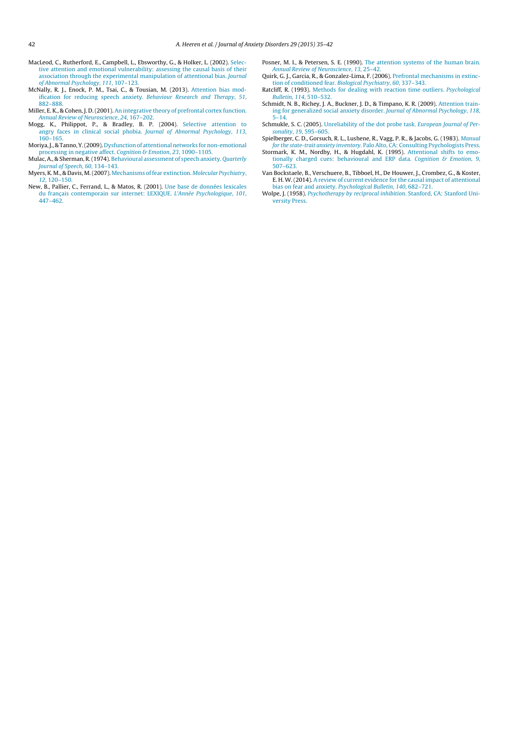MacLeod, C., Rutherford, E., Campbell, L., Ebsworthy, G., & Holker, L. (2002). Selective attention and emotional vulnerability: assessing the causal basis of their association through the experimental manipulation of attentional bias. *Journal of Abnormal Psychology*, *111*, 107–123.

McNally, R. J., Enock, P. M., Tsai, C., & Tousian, M. (2013). Attention bias modification for reducing speech anxiety. *Behaviour Research and Therapy*, *51*, 882–888.

Miller, E. K., & Cohen, J. D. (2001). An integrative theory of prefrontal cortex function. *Annual Review of Neuroscience*, *24*, 167–202.

Mogg, K., Philippot, P., & Bradley, B. P. (2004). Selective attention to angry faces in clinical social phobia. *Journal of Abnormal Psychology*, *113*, 160–165.

Moriya, J., & Tanno, Y. (2009). Dysfunction of attentional networks for non-emotional processing in negative affect. *Cognition & Emotion*, *23*, 1090–1105.

Mulac, A., & Sherman, R. (1974). Behavioural assessment of speech anxiety. *Quarterly Journal of Speech*, *60*, 134–143.

Myers, K. M., & Davis, M. (2007). Mechanisms of fear extinction. *Molecular Psychiatry*, *12*, 120–150.

New, B., Pallier, C., Ferrand, L., & Matos, R. (2001). Une base de données lexicales du français contemporain sur internet: LEXIQUE. *L'Année Psychologique*, *101*, 447–462.

Posner, M. I., & Petersen, S. E. (1990). The attention systems of the human brain. *Annual Review of Neuroscience*, *13*, 25–42.

Quirk, G. J., Garcia, R., & Gonzalez-Lima, F. (2006). Prefrontal mechanisms in extinction of conditioned fear. *Biological Psychiatry*, *60*, 337–343.

Ratcliff, R. (1993). Methods for dealing with reaction time outliers. *Psychological Bulletin*, *114*, 510–532.

Schmidt, N. B., Richey, J. A., Buckner, J. D., & Timpano, K. R. (2009). Attention training for generalized social anxiety disorder. *Journal of Abnormal Psychology*, *118*, 5–14.

Schmukle, S. C. (2005). Unreliability of the dot probe task. *European Journal of Personality*, *19*, 595–605.

Spielberger, C. D., Gorsuch, R. L., Lushene, R., Vagg, P. R., & Jacobs, G. (1983). *Manual for the state-trait anxiety inventory*. Palo Alto, CA: Consulting Psychologists Press.

Stormark, K. M., Nordby, H., & Hugdahl, K. (1995). Attentional shifts to emotionally charged cues: behavioural and ERP data. *Cognition & Emotion*, *9*, 507–623.

Van Bockstaele, B., Verschuere, B., Tibboel, H., De Houwer, J., Crombez, G., & Koster, E. H. W. (2014). A review of current evidence for the causal impact of attentional bias on fear and anxiety. *Psychological Bulletin*, *140*, 682–721.

Wolpe, J. (1958). *Psychotherapy by reciprocal inhibition*. Stanford, CA: Stanford University Press.